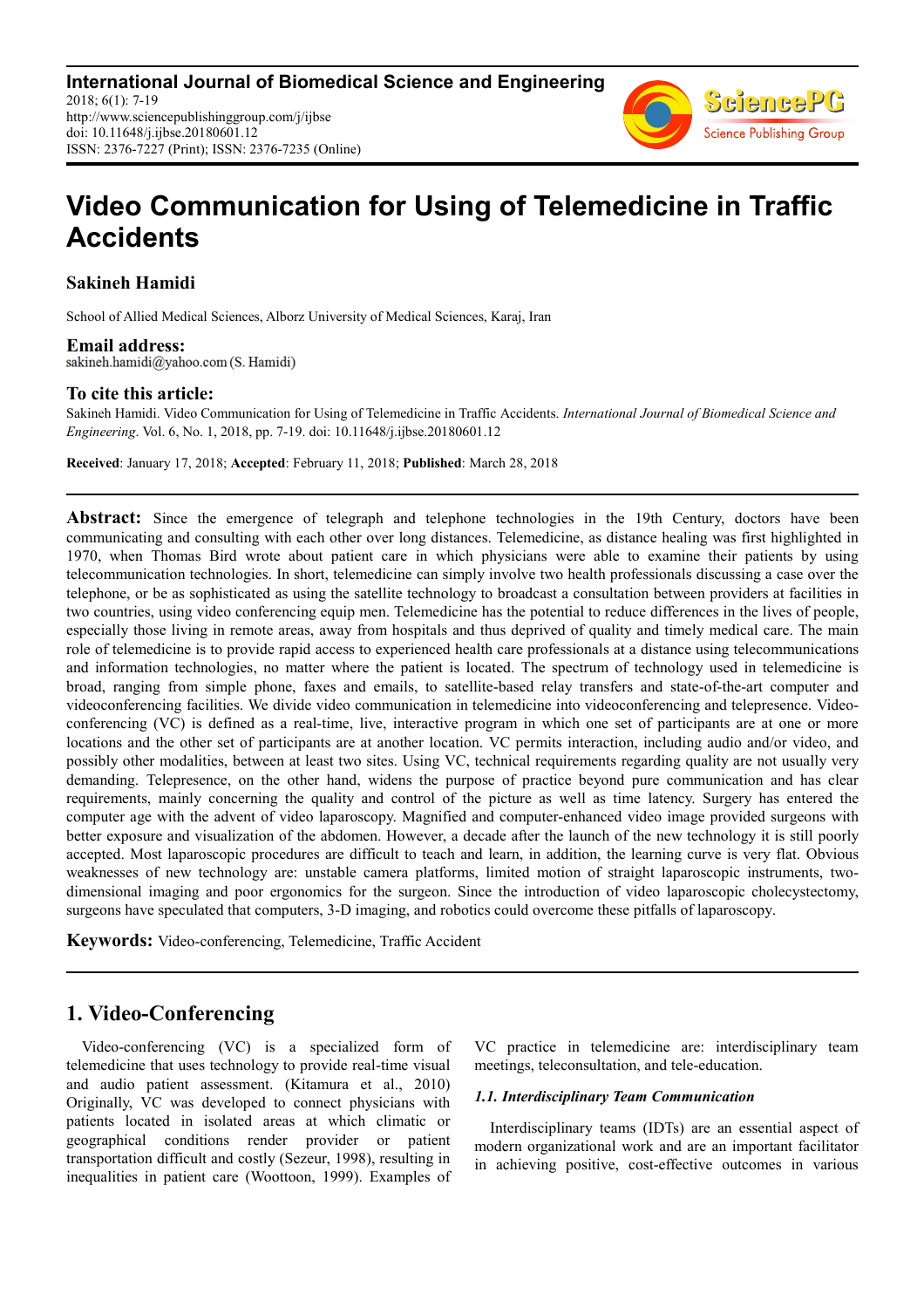# Video Communication for Using of Telemedicine in Traffic Accidents

**Sakineh Hamidi**

School of Allied Medical Sciences, Alborz University of Medical Sciences, Karaj, Iran

**Email address:**

sakineh.hamidi@yahoo.com (S. Hamidi)

**To cite this article:**

Sakineh Hamidi. Video Communication for Using of Telemedicine in Traffic Accidents. *International Journal of Biomedical Science and Engineering*. Vol. 6, No. 1, 2018, pp. 7-19. doi: 10.11648/j.ijbse.20180601.12

**Received**: January 17, 2018; **Accepted**: February 11, 2018; **Published**: March 28, 2018

**Abstract:** Since the emergence of telegraph and telephone technologies in the 19th Century, doctors have been communicating and consulting with each other over long distances. Telemedicine, as distance healing was first highlighted in 1970, when Thomas Bird wrote about patient care in which physicians were able to examine their patients by using telecommunication technologies. In short, telemedicine can simply involve two health professionals discussing a case over the telephone, or be as sophisticated as using the satellite technology to broadcast a consultation between providers at facilities in two countries, using video conferencing equip men. Telemedicine has the potential to reduce differences in the lives of people, especially those living in remote areas, away from hospitals and thus deprived of quality and timely medical care. The main role of telemedicine is to provide rapid access to experienced health care professionals at a distance using telecommunications and information technologies, no matter where the patient is located. The spectrum of technology used in telemedicine is broad, ranging from simple phone, faxes and emails, to satellite-based relay transfers and state-of-the-art computer and videoconferencing facilities. We divide video communication in telemedicine into videoconferencing and telepresence. Video-conferencing (VC) is defined as a real-time, live, interactive program in which one set of participants are at one or more locations and the other set of participants are at another location. VC permits interaction, including audio and/or video, and possibly other modalities, between at least two sites. Using VC, technical requirements regarding quality are not usually very demanding. Telepresence, on the other hand, widens the purpose of practice beyond pure communication and has clear requirements, mainly concerning the quality and control of the picture as well as time latency. Surgery has entered the computer age with the advent of video laparoscopy. Magnified and computer-enhanced video image provided surgeons with better exposure and visualization of the abdomen. However, a decade after the launch of the new technology it is still poorly accepted. Most laparoscopic procedures are difficult to teach and learn, in addition, the learning curve is very flat. Obvious weaknesses of new technology are: unstable camera platforms, limited motion of straight laparoscopic instruments, two-dimensional imaging and poor ergonomics for the surgeon. Since the introduction of video laparoscopic cholecystectomy, surgeons have speculated that computers, 3-D imaging, and robotics could overcome these pitfalls of laparoscopy.

**Keywords:** Video-conferencing, Telemedicine, Traffic Accident

## 1. Video-Conferencing

Video-conferencing (VC) is a specialized form of telemedicine that uses technology to provide real-time visual and audio patient assessment. (Kitamura et al., 2010) Originally, VC was developed to connect physicians with patients located in isolated areas at which climatic or geographical conditions render provider or patient transportation difficult and costly (Sezeur, 1998), resulting in inequalities in patient care (Wootoon, 1999). Examples of VC practice in telemedicine are: interdisciplinary team meetings, teleconsultation, and tele-education.

### *1.1. Interdisciplinary Team Communication*

Interdisciplinary teams (IDTs) are an essential aspect of modern organizational work and are an important facilitator in achieving positive, cost-effective outcomes in various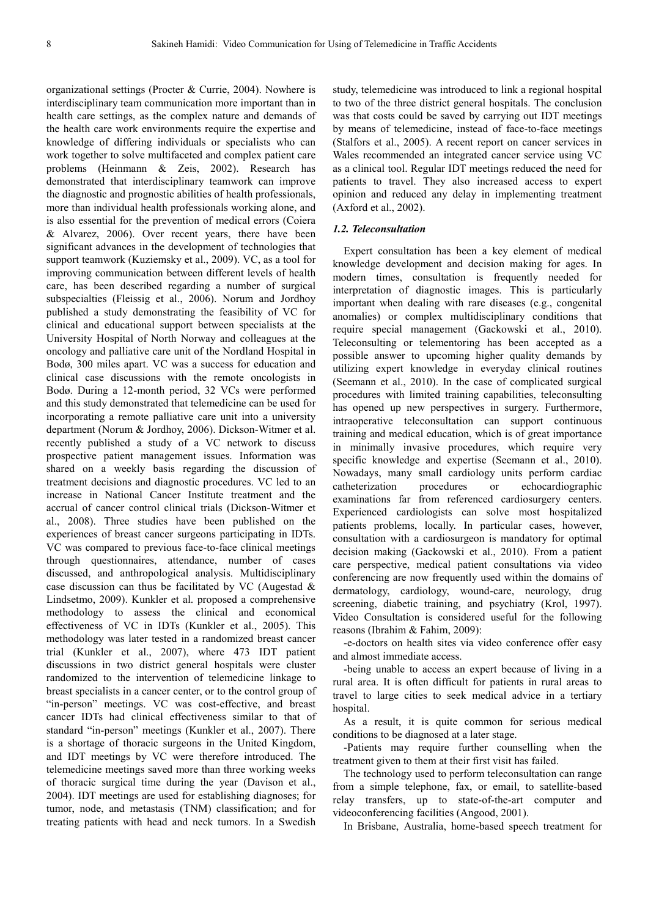organizational settings (Procter & Currie, 2004). Nowhere is interdisciplinary team communication more important than in health care settings, as the complex nature and demands of the health care work environments require the expertise and knowledge of differing individuals or specialists who can work together to solve multifaceted and complex patient care problems (Heinmann & Zeis, 2002). Research has demonstrated that interdisciplinary teamwork can improve the diagnostic and prognostic abilities of health professionals, more than individual health professionals working alone, and is also essential for the prevention of medical errors (Coiera & Alvarez, 2006). Over recent years, there have been significant advances in the development of technologies that support teamwork (Kuziemsky et al., 2009). VC, as a tool for improving communication between different levels of health care, has been described regarding a number of surgical subspecialties (Fleissig et al., 2006). Norum and Jordhoy published a study demonstrating the feasibility of VC for clinical and educational support between specialists at the University Hospital of North Norway and colleagues at the oncology and palliative care unit of the Nordland Hospital in Bodø, 300 miles apart. VC was a success for education and clinical case discussions with the remote oncologists in Bodø. During a 12-month period, 32 VCs were performed and this study demonstrated that telemedicine can be used for incorporating a remote palliative care unit into a university department (Norum & Jordhoy, 2006). Dickson-Witmer et al. recently published a study of a VC network to discuss prospective patient management issues. Information was shared on a weekly basis regarding the discussion of treatment decisions and diagnostic procedures. VC led to an increase in National Cancer Institute treatment and the accrual of cancer control clinical trials (Dickson-Witmer et al., 2008). Three studies have been published on the experiences of breast cancer surgeons participating in IDTs. VC was compared to previous face-to-face clinical meetings through questionnaires, attendance, number of cases discussed, and anthropological analysis. Multidisciplinary case discussion can thus be facilitated by VC (Augestad & Lindsetmo, 2009). Kunkler et al. proposed a comprehensive methodology to assess the clinical and economical effectiveness of VC in IDTs (Kunkler et al., 2005). This methodology was later tested in a randomized breast cancer trial (Kunkler et al., 2007), where 473 IDT patient discussions in two district general hospitals were cluster randomized to the intervention of telemedicine linkage to breast specialists in a cancer center, or to the control group of "in-person" meetings. VC was cost-effective, and breast cancer IDTs had clinical effectiveness similar to that of standard "in-person" meetings (Kunkler et al., 2007). There is a shortage of thoracic surgeons in the United Kingdom, and IDT meetings by VC were therefore introduced. The telemedicine meetings saved more than three working weeks of thoracic surgical time during the year (Davison et al., 2004). IDT meetings are used for establishing diagnoses; for tumor, node, and metastasis (TNM) classification; and for treating patients with head and neck tumors. In a Swedish study, telemedicine was introduced to link a regional hospital to two of the three district general hospitals. The conclusion was that costs could be saved by carrying out IDT meetings by means of telemedicine, instead of face-to-face meetings (Stalfors et al., 2005). A recent report on cancer services in Wales recommended an integrated cancer service using VC as a clinical tool. Regular IDT meetings reduced the need for patients to travel. They also increased access to expert opinion and reduced any delay in implementing treatment (Axford et al., 2002).

### *1.2. Teleconsultation*

Expert consultation has been a key element of medical knowledge development and decision making for ages. In modern times, consultation is frequently needed for interpretation of diagnostic images. This is particularly important when dealing with rare diseases (e.g., congenital anomalies) or complex multidisciplinary conditions that require special management (Gackowski et al., 2010). Teleconsulting or telementoring has been accepted as a possible answer to upcoming higher quality demands by utilizing expert knowledge in everyday clinical routines (Seemann et al., 2010). In the case of complicated surgical procedures with limited training capabilities, teleconsulting has opened up new perspectives in surgery. Furthermore, intraoperative teleconsultation can support continuous training and medical education, which is of great importance in minimally invasive procedures, which require very specific knowledge and expertise (Seemann et al., 2010). Nowadays, many small cardiology units perform cardiac catheterization procedures or echocardiographic examinations far from referenced cardiosurgery centers. Experienced cardiologists can solve most hospitalized patients problems, locally. In particular cases, however, consultation with a cardiosurgeon is mandatory for optimal decision making (Gackowski et al., 2010). From a patient care perspective, medical patient consultations via video conferencing are now frequently used within the domains of dermatology, cardiology, wound-care, neurology, drug screening, diabetic training, and psychiatry (Krol, 1997). Video Consultation is considered useful for the following reasons (Ibrahim & Fahim, 2009):

-e-doctors on health sites via video conference offer easy and almost immediate access.

-being unable to access an expert because of living in a rural area. It is often difficult for patients in rural areas to travel to large cities to seek medical advice in a tertiary hospital.

As a result, it is quite common for serious medical conditions to be diagnosed at a later stage.

-Patients may require further counselling when the treatment given to them at their first visit has failed.

The technology used to perform teleconsultation can range from a simple telephone, fax, or email, to satellite-based relay transfers, up to state-of-the-art computer and videoconferencing facilities (Angood, 2001).

In Brisbane, Australia, home-based speech treatment for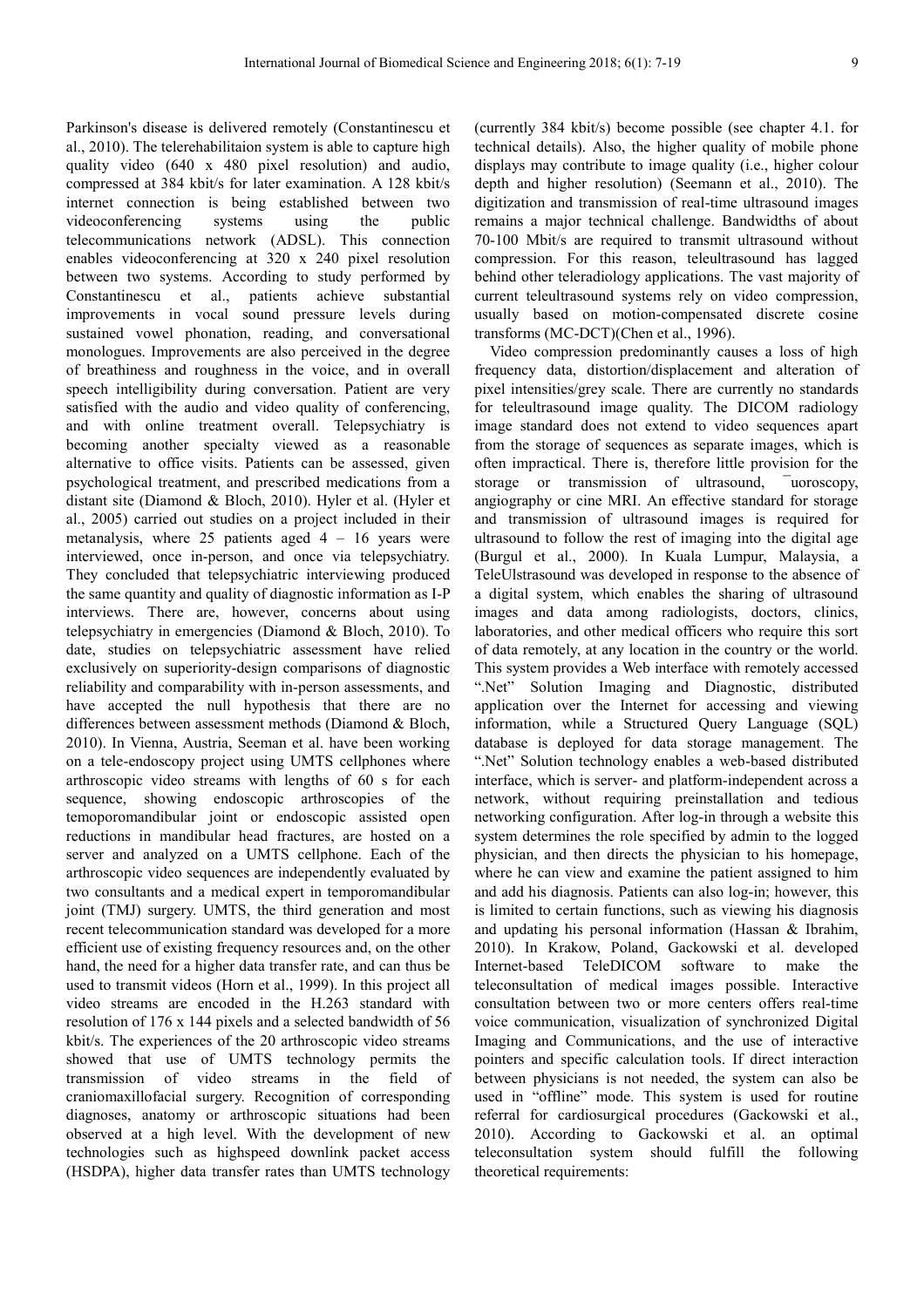Parkinson's disease is delivered remotely (Constantinescu et al., 2010). The telerehabilitaion system is able to capture high quality video (640 x 480 pixel resolution) and audio, compressed at 384 kbit/s for later examination. A 128 kbit/s internet connection is being established between two videoconferencing systems using the public telecommunications network (ADSL). This connection enables videoconferencing at 320 x 240 pixel resolution between two systems. According to study performed by Constantinescu et al., patients achieve substantial improvements in vocal sound pressure levels during sustained vowel phonation, reading, and conversational monologues. Improvements are also perceived in the degree of breathiness and roughness in the voice, and in overall speech intelligibility during conversation. Patient are very satisfied with the audio and video quality of conferencing, and with online treatment overall. Telepsychiatry is becoming another specialty viewed as a reasonable alternative to office visits. Patients can be assessed, given psychological treatment, and prescribed medications from a distant site (Diamond & Bloch, 2010). Hyler et al. (Hyler et al., 2005) carried out studies on a project included in their metanalysis, where 25 patients aged 4 – 16 years were interviewed, once in-person, and once via telepsychiatry. They concluded that telepsychiatric interviewing produced the same quantity and quality of diagnostic information as I-P interviews. There are, however, concerns about using telepsychiatry in emergencies (Diamond & Bloch, 2010). To date, studies on telepsychiatric assessment have relied exclusively on superiority-design comparisons of diagnostic reliability and comparability with in-person assessments, and have accepted the null hypothesis that there are no differences between assessment methods (Diamond & Bloch, 2010). In Vienna, Austria, Seeman et al. have been working on a tele-endoscopy project using UMTS cellphones where arthroscopic video streams with lengths of 60 s for each sequence, showing endoscopic arthroscopies of the temoporomandibular joint or endoscopic assisted open reductions in mandibular head fractures, are hosted on a server and analyzed on a UMTS cellphone. Each of the arthroscopic video sequences are independently evaluated by two consultants and a medical expert in temporomandibular joint (TMJ) surgery. UMTS, the third generation and most recent telecommunication standard was developed for a more efficient use of existing frequency resources and, on the other hand, the need for a higher data transfer rate, and can thus be used to transmit videos (Horn et al., 1999). In this project all video streams are encoded in the H.263 standard with resolution of 176 x 144 pixels and a selected bandwidth of 56 kbit/s. The experiences of the 20 arthroscopic video streams showed that use of UMTS technology permits the transmission of video streams in the field of craniomaxillofacial surgery. Recognition of corresponding diagnoses, anatomy or arthroscopic situations had been observed at a high level. With the development of new technologies such as highspeed downlink packet access (HSDPA), higher data transfer rates than UMTS technology (currently 384 kbit/s) become possible (see chapter 4.1. for technical details). Also, the higher quality of mobile phone displays may contribute to image quality (i.e., higher colour depth and higher resolution) (Seemann et al., 2010). The digitization and transmission of real-time ultrasound images remains a major technical challenge. Bandwidths of about 70-100 Mbit/s are required to transmit ultrasound without compression. For this reason, teleultrasound has lagged behind other teleradiology applications. The vast majority of current teleultrasound systems rely on video compression, usually based on motion-compensated discrete cosine transforms (MC-DCT)(Chen et al., 1996).

Video compression predominantly causes a loss of high frequency data, distortion/displacement and alteration of pixel intensities/grey scale. There are currently no standards for teleultrasound image quality. The DICOM radiology image standard does not extend to video sequences apart from the storage of sequences as separate images, which is often impractical. There is, therefore little provision for the storage or transmission of ultrasound, ¯uoroscopy, angiography or cine MRI. An effective standard for storage and transmission of ultrasound images is required for ultrasound to follow the rest of imaging into the digital age (Burgul et al., 2000). In Kuala Lumpur, Malaysia, a TeleUlstrasound was developed in response to the absence of a digital system, which enables the sharing of ultrasound images and data among radiologists, doctors, clinics, laboratories, and other medical officers who require this sort of data remotely, at any location in the country or the world. This system provides a Web interface with remotely accessed ".Net" Solution Imaging and Diagnostic, distributed application over the Internet for accessing and viewing information, while a Structured Query Language (SQL) database is deployed for data storage management. The ".Net" Solution technology enables a web-based distributed interface, which is server- and platform-independent across a network, without requiring preinstallation and tedious networking configuration. After log-in through a website this system determines the role specified by admin to the logged physician, and then directs the physician to his homepage, where he can view and examine the patient assigned to him and add his diagnosis. Patients can also log-in; however, this is limited to certain functions, such as viewing his diagnosis and updating his personal information (Hassan & Ibrahim, 2010). In Krakow, Poland, Gackowski et al. developed Internet-based TeleDICOM software to make the teleconsultation of medical images possible. Interactive consultation between two or more centers offers real-time voice communication, visualization of synchronized Digital Imaging and Communications, and the use of interactive pointers and specific calculation tools. If direct interaction between physicians is not needed, the system can also be used in "offline" mode. This system is used for routine referral for cardiosurgical procedures (Gackowski et al., 2010). According to Gackowski et al. an optimal teleconsultation system should fulfill the following theoretical requirements: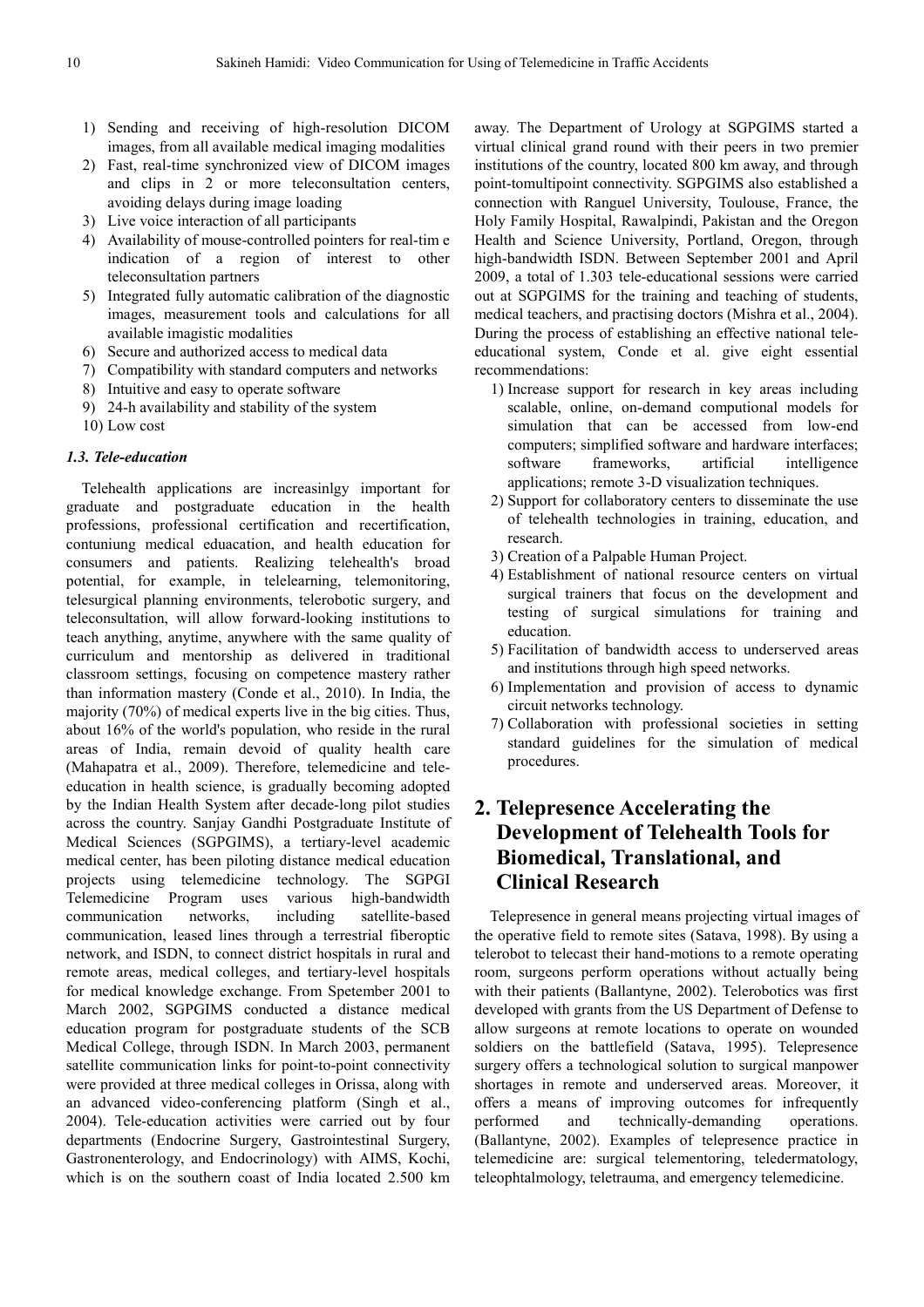1) Sending and receiving of high-resolution DICOM images, from all available medical imaging modalities
2) Fast, real-time synchronized view of DICOM images and clips in 2 or more teleconsultation centers, avoiding delays during image loading
3) Live voice interaction of all participants
4) Availability of mouse-controlled pointers for real-tim e indication of a region of interest to other teleconsultation partners
5) Integrated fully automatic calibration of the diagnostic images, measurement tools and calculations for all available imagistic modalities
6) Secure and authorized access to medical data
7) Compatibility with standard computers and networks
8) Intuitive and easy to operate software
9) 24-h availability and stability of the system
10) Low cost

### *1.3. Tele-education*

Telehealth applications are increasinlgy important for graduate and postgraduate education in the health professions, professional certification and recertification, contuniung medical eduacation, and health education for consumers and patients. Realizing telehealth's broad potential, for example, in telelearning, telemonitoring, telesurgical planning environments, telerobotic surgery, and teleconsultation, will allow forward-looking institutions to teach anything, anytime, anywhere with the same quality of curriculum and mentorship as delivered in traditional classroom settings, focusing on competence mastery rather than information mastery (Conde et al., 2010). In India, the majority (70%) of medical experts live in the big cities. Thus, about 16% of the world's population, who reside in the rural areas of India, remain devoid of quality health care (Mahapatra et al., 2009). Therefore, telemedicine and tele-education in health science, is gradually becoming adopted by the Indian Health System after decade-long pilot studies across the country. Sanjay Gandhi Postgraduate Institute of Medical Sciences (SGPGIMS), a tertiary-level academic medical center, has been piloting distance medical education projects using telemedicine technology. The SGPGI Telemedicine Program uses various high-bandwidth communication networks, including satellite-based communication, leased lines through a terrestrial fiberoptic network, and ISDN, to connect district hospitals in rural and remote areas, medical colleges, and tertiary-level hospitals for medical knowledge exchange. From Spetember 2001 to March 2002, SGPGIMS conducted a distance medical education program for postgraduate students of the SCB Medical College, through ISDN. In March 2003, permanent satellite communication links for point-to-point connectivity were provided at three medical colleges in Orissa, along with an advanced video-conferencing platform (Singh et al., 2004). Tele-education activities were carried out by four departments (Endocrine Surgery, Gastrointestinal Surgery, Gastronenterology, and Endocrinology) with AIMS, Kochi, which is on the southern coast of India located 2.500 km away. The Department of Urology at SGPGIMS started a virtual clinical grand round with their peers in two premier institutions of the country, located 800 km away, and through point-tomultipoint connectivity. SGPGIMS also established a connection with Ranguel University, Toulouse, France, the Holy Family Hospital, Rawalpindi, Pakistan and the Oregon Health and Science University, Portland, Oregon, through high-bandwidth ISDN. Between September 2001 and April 2009, a total of 1.303 tele-educational sessions were carried out at SGPGIMS for the training and teaching of students, medical teachers, and practising doctors (Mishra et al., 2004). During the process of establishing an effective national tele-educational system, Conde et al. give eight essential recommendations:

1) Increase support for research in key areas including scalable, online, on-demand computional models for simulation that can be accessed from low-end computers; simplified software and hardware interfaces; software frameworks, artificial intelligence applications; remote 3-D visualization techniques.
2) Support for collaboratory centers to disseminate the use of telehealth technologies in training, education, and research.
3) Creation of a Palpable Human Project.
4) Establishment of national resource centers on virtual surgical trainers that focus on the development and testing of surgical simulations for training and education.
5) Facilitation of bandwidth access to underserved areas and institutions through high speed networks.
6) Implementation and provision of access to dynamic circuit networks technology.
7) Collaboration with professional societies in setting standard guidelines for the simulation of medical procedures.

## 2. Telepresence Accelerating the Development of Telehealth Tools for Biomedical, Translational, and Clinical Research

Telepresence in general means projecting virtual images of the operative field to remote sites (Satava, 1998). By using a telerobot to telecast their hand-motions to a remote operating room, surgeons perform operations without actually being with their patients (Ballantyne, 2002). Telerobotics was first developed with grants from the US Department of Defense to allow surgeons at remote locations to operate on wounded soldiers on the battlefield (Satava, 1995). Telepresence surgery offers a technological solution to surgical manpower shortages in remote and underserved areas. Moreover, it offers a means of improving outcomes for infrequently performed and technically-demanding operations. (Ballantyne, 2002). Examples of telepresence practice in telemedicine are: surgical telementoring, teledermatology, teleophtalmology, teletrauma, and emergency telemedicine.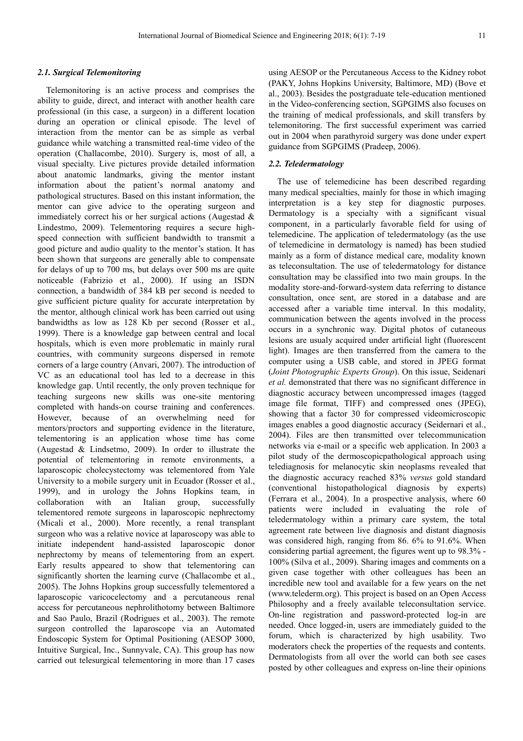### 2.1. Surgical Telemonitoring

Telemonitoring is an active process and comprises the ability to guide, direct, and interact with another health care professional (in this case, a surgeon) in a different location during an operation or clinical episode. The level of interaction from the mentor can be as simple as verbal guidance while watching a transmitted real-time video of the operation (Challacombe, 2010). Surgery is, most of all, a visual specialty. Live pictures provide detailed information about anatomic landmarks, giving the mentor instant information about the patient's normal anatomy and pathological structures. Based on this instant information, the mentor can give advice to the operating surgeon and immediately correct his or her surgical actions (Augestad & Lindestmo, 2009). Telementoring requires a secure high-speed connection with sufficient bandwidth to transmit a good picture and audio quality to the mentor's station. It has been shown that surgeons are generally able to compensate for delays of up to 700 ms, but delays over 500 ms are quite noticeable (Fabrizio et al., 2000). If using an ISDN connection, a bandwidth of 384 kB per second is needed to give sufficient picture quality for accurate interpretation by the mentor, although clinical work has been carried out using bandwidths as low as 128 Kb per second (Rosser et al., 1999). There is a knowledge gap between central and local hospitals, which is even more problematic in mainly rural countries, with community surgeons dispersed in remote corners of a large country (Anvari, 2007). The introduction of VC as an educational tool has led to a decrease in this knowledge gap. Until recently, the only proven technique for teaching surgeons new skills was one-site mentoring completed with hands-on course training and conferences. However, because of an overwhelming need for mentors/proctors and supporting evidence in the literature, telementoring is an application whose time has come (Augestad & Lindsetmo, 2009). In order to illustrate the potential of telementoring in remote environments, a laparoscopic cholecystectomy was telementored from Yale University to a mobile surgery unit in Ecuador (Rosser et al., 1999), and in urology the Johns Hopkins team, in collaboration with an Italian group, successfully telementored remote surgeons in laparoscopic nephrectomy (Micali et al., 2000). More recently, a renal transplant surgeon who was a relative novice at laparoscopy was able to initiate independent hand-assisted laparoscopic donor nephrectomy by means of telementoring from an expert. Early results appeared to show that telementoring can significantly shorten the learning curve (Challacombe et al., 2005). The Johns Hopkins group successfully telementored a laparoscopic varicocelectomy and a percutaneous renal access for percutaneous nephrolithotomy between Baltimore and Sao Paulo, Brazil (Rodrigues et al., 2003). The remote surgeon controlled the laparoscope via an Automated Endoscopic System for Optimal Positioning (AESOP 3000, Intuitive Surgical, Inc., Sunnyvale, CA). This group has now carried out telesurgical telementoring in more than 17 cases using AESOP or the Percutaneous Access to the Kidney robot (PAKY, Johns Hopkins University, Baltimore, MD) (Bove et al., 2003). Besides the postgraduate tele-education mentioned in the Video-conferencing section, SGPGIMS also focuses on the training of medical professionals, and skill transfers by telemonitoring. The first successful experiment was carried out in 2004 when parathyroid surgery was done under expert guidance from SGPGIMS (Pradeep, 2006).

### 2.2. Teledermatology

The use of telemedicine has been described regarding many medical specialties, mainly for those in which imaging interpretation is a key step for diagnostic purposes. Dermatology is a specialty with a significant visual component, in a particularly favorable field for using of telemedicine. The application of teledermatology (as the use of telemedicine in dermatology is named) has been studied mainly as a form of distance medical care, modality known as teleconsultation. The use of teledermatology for distance consultation may be classified into two main groups. In the modality store-and-forward-system data referring to distance consultation, once sent, are stored in a database and are accessed after a variable time interval. In this modality, communication between the agents involved in the process occurs in a synchronic way. Digital photos of cutaneous lesions are usualy acquired under artificial light (fluorescent light). Images are then transferred from the camera to the computer using a USB cable, and stored in JPEG format (*Joint Photographic Experts Group*). On this issue, Seidenari *et al.* demonstrated that there was no significant difference in diagnostic accuracy between uncompressed images (tagged image file format, TIFF) and compressed ones (JPEG), showing that a factor 30 for compressed videomicroscopic images enables a good diagnostic accuracy (Seidernari et al., 2004). Files are then transmitted over telecommunication networks via e-mail or a specific web application. In 2003 a pilot study of the dermoscopicpathological approach using telediagnosis for melanocytic skin neoplasms revealed that the diagnostic accuracy reached 83% *versus* gold standard (conventional histopathological diagnosis by experts) (Ferrara et al., 2004). In a prospective analysis, where 60 patients were included in evaluating the role of teledermatology within a primary care system, the total agreement rate between live diagnosis and distant diagnosis was considered high, ranging from 86. 6% to 91.6%. When considering partial agreement, the figures went up to 98.3% - 100% (Silva et al., 2009). Sharing images and comments on a given case together with other colleagues has been an incredible new tool and available for a few years on the net (www.telederm.org). This project is based on an Open Access Philosophy and a freely available teleconsultation service. On-line registration and password-protected log-in are needed. Once logged-in, users are immediately guided to the forum, which is characterized by high usability. Two moderators check the properties of the requests and contents. Dermatologists from all over the world can both see cases posted by other colleagues and express on-line their opinions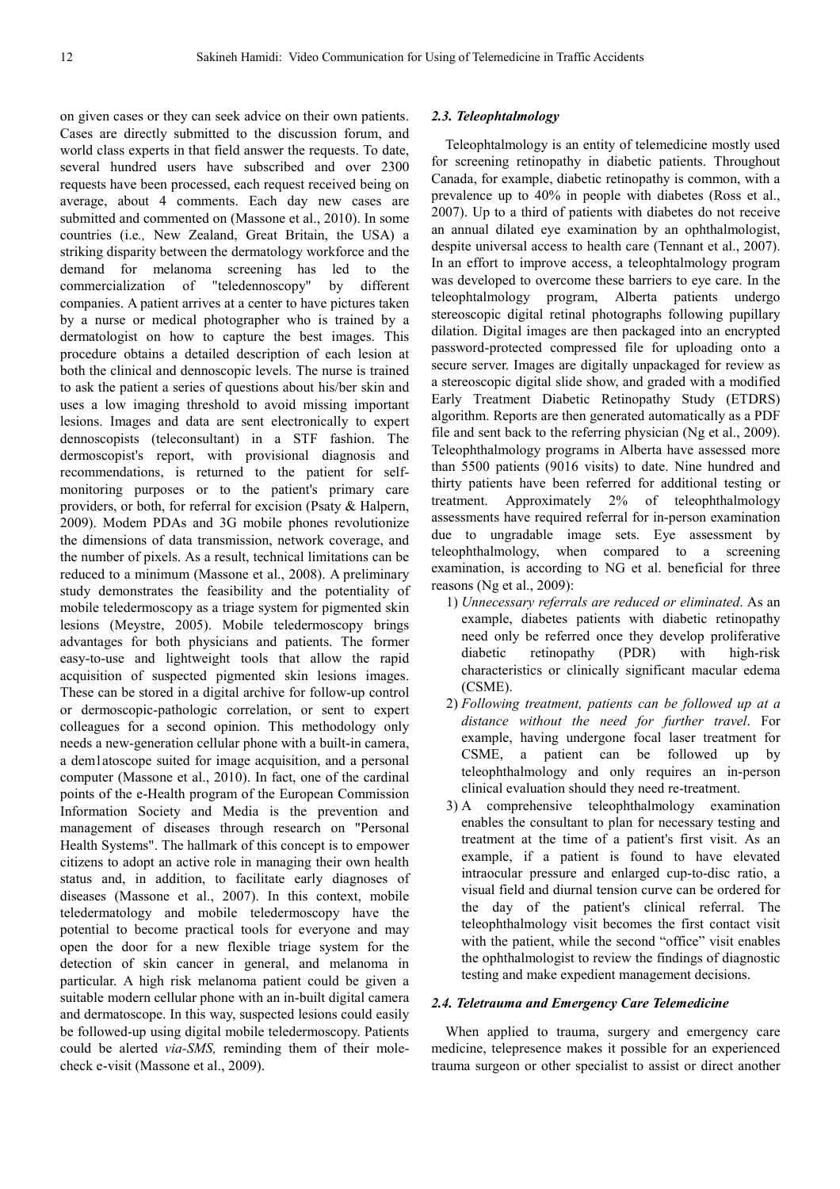on given cases or they can seek advice on their own patients. Cases are directly submitted to the discussion forum, and world class experts in that field answer the requests. To date, several hundred users have subscribed and over 2300 requests have been processed, each request received being on average, about 4 comments. Each day new cases are submitted and commented on (Massone et al., 2010). In some countries (i.e., New Zealand, Great Britain, the USA) a striking disparity between the dermatology workforce and the demand for melanoma screening has led to the commercialization of "teledennoscopy" by different companies. A patient arrives at a center to have pictures taken by a nurse or medical photographer who is trained by a dermatologist on how to capture the best images. This procedure obtains a detailed description of each lesion at both the clinical and dennoscopic levels. The nurse is trained to ask the patient a series of questions about his/ber skin and uses a low imaging threshold to avoid missing important lesions. Images and data are sent electronically to expert dennoscopists (teleconsultant) in a STF fashion. The dermoscopist's report, with provisional diagnosis and recommendations, is returned to the patient for self-monitoring purposes or to the patient's primary care providers, or both, for referral for excision (Psaty & Halpern, 2009). Modem PDAs and 3G mobile phones revolutionize the dimensions of data transmission, network coverage, and the number of pixels. As a result, technical limitations can be reduced to a minimum (Massone et al., 2008). A preliminary study demonstrates the feasibility and the potentiality of mobile teledermoscopy as a triage system for pigmented skin lesions (Meystre, 2005). Mobile teledermoscopy brings advantages for both physicians and patients. The former easy-to-use and lightweight tools that allow the rapid acquisition of suspected pigmented skin lesions images. These can be stored in a digital archive for follow-up control or dermoscopic-pathologic correlation, or sent to expert colleagues for a second opinion. This methodology only needs a new-generation cellular phone with a built-in camera, a dem1atoscope suited for image acquisition, and a personal computer (Massone et al., 2010). In fact, one of the cardinal points of the e-Health program of the European Commission Information Society and Media is the prevention and management of diseases through research on "Personal Health Systems". The hallmark of this concept is to empower citizens to adopt an active role in managing their own health status and, in addition, to facilitate early diagnoses of diseases (Massone et al., 2007). In this context, mobile teledermatology and mobile teledermoscopy have the potential to become practical tools for everyone and may open the door for a new flexible triage system for the detection of skin cancer in general, and melanoma in particular. A high risk melanoma patient could be given a suitable modern cellular phone with an in-built digital camera and dermatoscope. In this way, suspected lesions could easily be followed-up using digital mobile teledermoscopy. Patients could be alerted *via-SMS,* reminding them of their mole-check e-visit (Massone et al., 2009).

### *2.3. Teleophtalmology*

Teleophtalmology is an entity of telemedicine mostly used for screening retinopathy in diabetic patients. Throughout Canada, for example, diabetic retinopathy is common, with a prevalence up to 40% in people with diabetes (Ross et al., 2007). Up to a third of patients with diabetes do not receive an annual dilated eye examination by an ophthalmologist, despite universal access to health care (Tennant et al., 2007). In an effort to improve access, a teleophtalmology program was developed to overcome these barriers to eye care. In the teleophtalmology program, Alberta patients undergo stereoscopic digital retinal photographs following pupillary dilation. Digital images are then packaged into an encrypted password-protected compressed file for uploading onto a secure server. Images are digitally unpackaged for review as a stereoscopic digital slide show, and graded with a modified Early Treatment Diabetic Retinopathy Study (ETDRS) algorithm. Reports are then generated automatically as a PDF file and sent back to the referring physician (Ng et al., 2009). Teleophthalmology programs in Alberta have assessed more than 5500 patients (9016 visits) to date. Nine hundred and thirty patients have been referred for additional testing or treatment. Approximately 2% of teleophthalmology assessments have required referral for in-person examination due to ungradable image sets. Eye assessment by teleophthalmology, when compared to a screening examination, is according to NG et al. beneficial for three reasons (Ng et al., 2009):

1) *Unnecessary referrals are reduced or eliminated*. As an example, diabetes patients with diabetic retinopathy need only be referred once they develop proliferative diabetic retinopathy (PDR) with high-risk characteristics or clinically significant macular edema (CSME).
2) *Following treatment, patients can be followed up at a distance without the need for further travel*. For example, having undergone focal laser treatment for CSME, a patient can be followed up by teleophthalmology and only requires an in-person clinical evaluation should they need re-treatment.
3) A comprehensive teleophthalmology examination enables the consultant to plan for necessary testing and treatment at the time of a patient's first visit. As an example, if a patient is found to have elevated intraocular pressure and enlarged cup-to-disc ratio, a visual field and diurnal tension curve can be ordered for the day of the patient's clinical referral. The teleophthalmology visit becomes the first contact visit with the patient, while the second "office" visit enables the ophthalmologist to review the findings of diagnostic testing and make expedient management decisions.

### *2.4. Teletrauma and Emergency Care Telemedicine*

When applied to trauma, surgery and emergency care medicine, telepresence makes it possible for an experienced trauma surgeon or other specialist to assist or direct another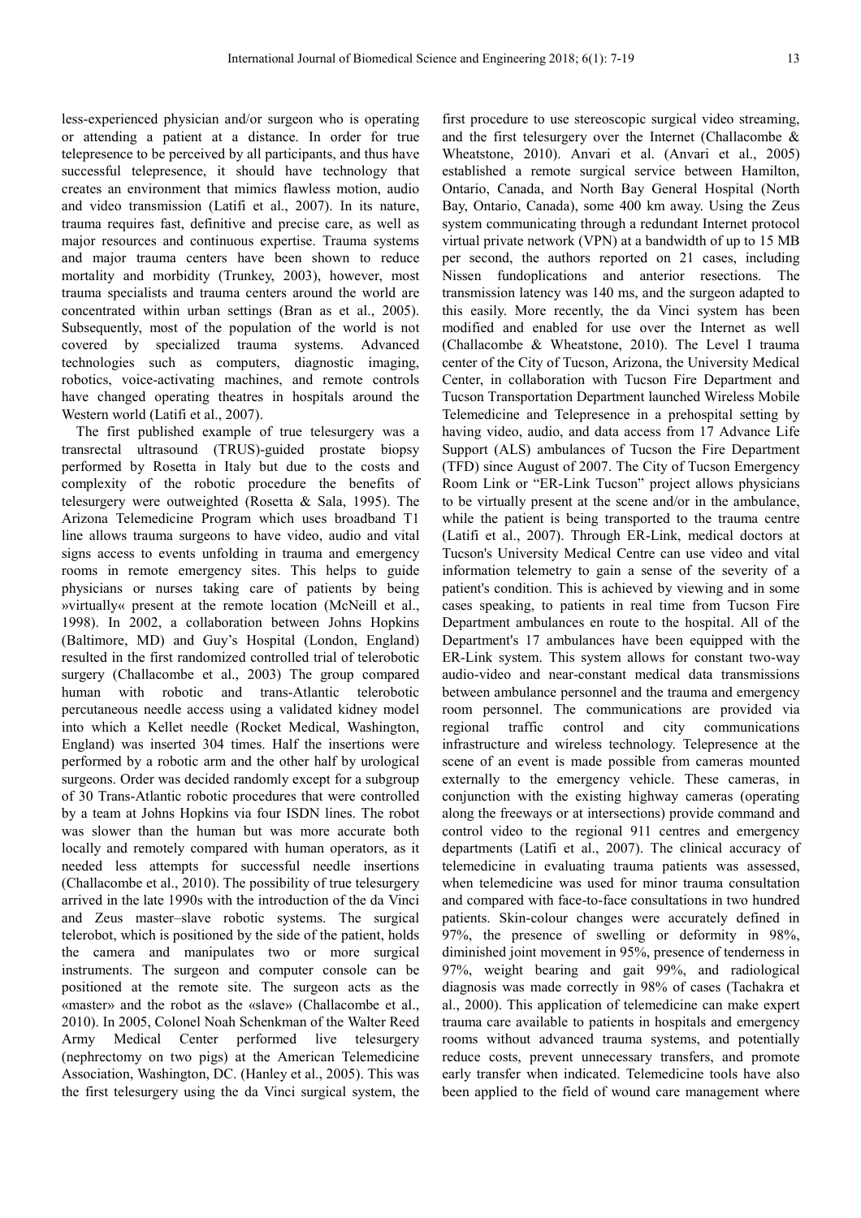less-experienced physician and/or surgeon who is operating or attending a patient at a distance. In order for true telepresence to be perceived by all participants, and thus have successful telepresence, it should have technology that creates an environment that mimics flawless motion, audio and video transmission (Latifi et al., 2007). In its nature, trauma requires fast, definitive and precise care, as well as major resources and continuous expertise. Trauma systems and major trauma centers have been shown to reduce mortality and morbidity (Trunkey, 2003), however, most trauma specialists and trauma centers around the world are concentrated within urban settings (Bran as et al., 2005). Subsequently, most of the population of the world is not covered by specialized trauma systems. Advanced technologies such as computers, diagnostic imaging, robotics, voice-activating machines, and remote controls have changed operating theatres in hospitals around the Western world (Latifi et al., 2007).

The first published example of true telesurgery was a transrectal ultrasound (TRUS)-guided prostate biopsy performed by Rosetta in Italy but due to the costs and complexity of the robotic procedure the benefits of telesurgery were outweighted (Rosetta & Sala, 1995). The Arizona Telemedicine Program which uses broadband T1 line allows trauma surgeons to have video, audio and vital signs access to events unfolding in trauma and emergency rooms in remote emergency sites. This helps to guide physicians or nurses taking care of patients by being »virtually« present at the remote location (McNeill et al., 1998). In 2002, a collaboration between Johns Hopkins (Baltimore, MD) and Guy's Hospital (London, England) resulted in the first randomized controlled trial of telerobotic surgery (Challacombe et al., 2003) The group compared human with robotic and trans-Atlantic telerobotic percutaneous needle access using a validated kidney model into which a Kellet needle (Rocket Medical, Washington, England) was inserted 304 times. Half the insertions were performed by a robotic arm and the other half by urological surgeons. Order was decided randomly except for a subgroup of 30 Trans-Atlantic robotic procedures that were controlled by a team at Johns Hopkins via four ISDN lines. The robot was slower than the human but was more accurate both locally and remotely compared with human operators, as it needed less attempts for successful needle insertions (Challacombe et al., 2010). The possibility of true telesurgery arrived in the late 1990s with the introduction of the da Vinci and Zeus master–slave robotic systems. The surgical telerobot, which is positioned by the side of the patient, holds the camera and manipulates two or more surgical instruments. The surgeon and computer console can be positioned at the remote site. The surgeon acts as the «master» and the robot as the «slave» (Challacombe et al., 2010). In 2005, Colonel Noah Schenkman of the Walter Reed Army Medical Center performed live telesurgery (nephrectomy on two pigs) at the American Telemedicine Association, Washington, DC. (Hanley et al., 2005). This was the first telesurgery using the da Vinci surgical system, the first procedure to use stereoscopic surgical video streaming, and the first telesurgery over the Internet (Challacombe & Wheatstone, 2010). Anvari et al. (Anvari et al., 2005) established a remote surgical service between Hamilton, Ontario, Canada, and North Bay General Hospital (North Bay, Ontario, Canada), some 400 km away. Using the Zeus system communicating through a redundant Internet protocol virtual private network (VPN) at a bandwidth of up to 15 MB per second, the authors reported on 21 cases, including Nissen fundoplications and anterior resections. The transmission latency was 140 ms, and the surgeon adapted to this easily. More recently, the da Vinci system has been modified and enabled for use over the Internet as well (Challacombe & Wheatstone, 2010). The Level I trauma center of the City of Tucson, Arizona, the University Medical Center, in collaboration with Tucson Fire Department and Tucson Transportation Department launched Wireless Mobile Telemedicine and Telepresence in a prehospital setting by having video, audio, and data access from 17 Advance Life Support (ALS) ambulances of Tucson the Fire Department (TFD) since August of 2007. The City of Tucson Emergency Room Link or "ER-Link Tucson" project allows physicians to be virtually present at the scene and/or in the ambulance, while the patient is being transported to the trauma centre (Latifi et al., 2007). Through ER-Link, medical doctors at Tucson's University Medical Centre can use video and vital information telemetry to gain a sense of the severity of a patient's condition. This is achieved by viewing and in some cases speaking, to patients in real time from Tucson Fire Department ambulances en route to the hospital. All of the Department's 17 ambulances have been equipped with the ER-Link system. This system allows for constant two-way audio-video and near-constant medical data transmissions between ambulance personnel and the trauma and emergency room personnel. The communications are provided via regional traffic control and city communications infrastructure and wireless technology. Telepresence at the scene of an event is made possible from cameras mounted externally to the emergency vehicle. These cameras, in conjunction with the existing highway cameras (operating along the freeways or at intersections) provide command and control video to the regional 911 centres and emergency departments (Latifi et al., 2007). The clinical accuracy of telemedicine in evaluating trauma patients was assessed, when telemedicine was used for minor trauma consultation and compared with face-to-face consultations in two hundred patients. Skin-colour changes were accurately defined in 97%, the presence of swelling or deformity in 98%, diminished joint movement in 95%, presence of tenderness in 97%, weight bearing and gait 99%, and radiological diagnosis was made correctly in 98% of cases (Tachakra et al., 2000). This application of telemedicine can make expert trauma care available to patients in hospitals and emergency rooms without advanced trauma systems, and potentially reduce costs, prevent unnecessary transfers, and promote early transfer when indicated. Telemedicine tools have also been applied to the field of wound care management where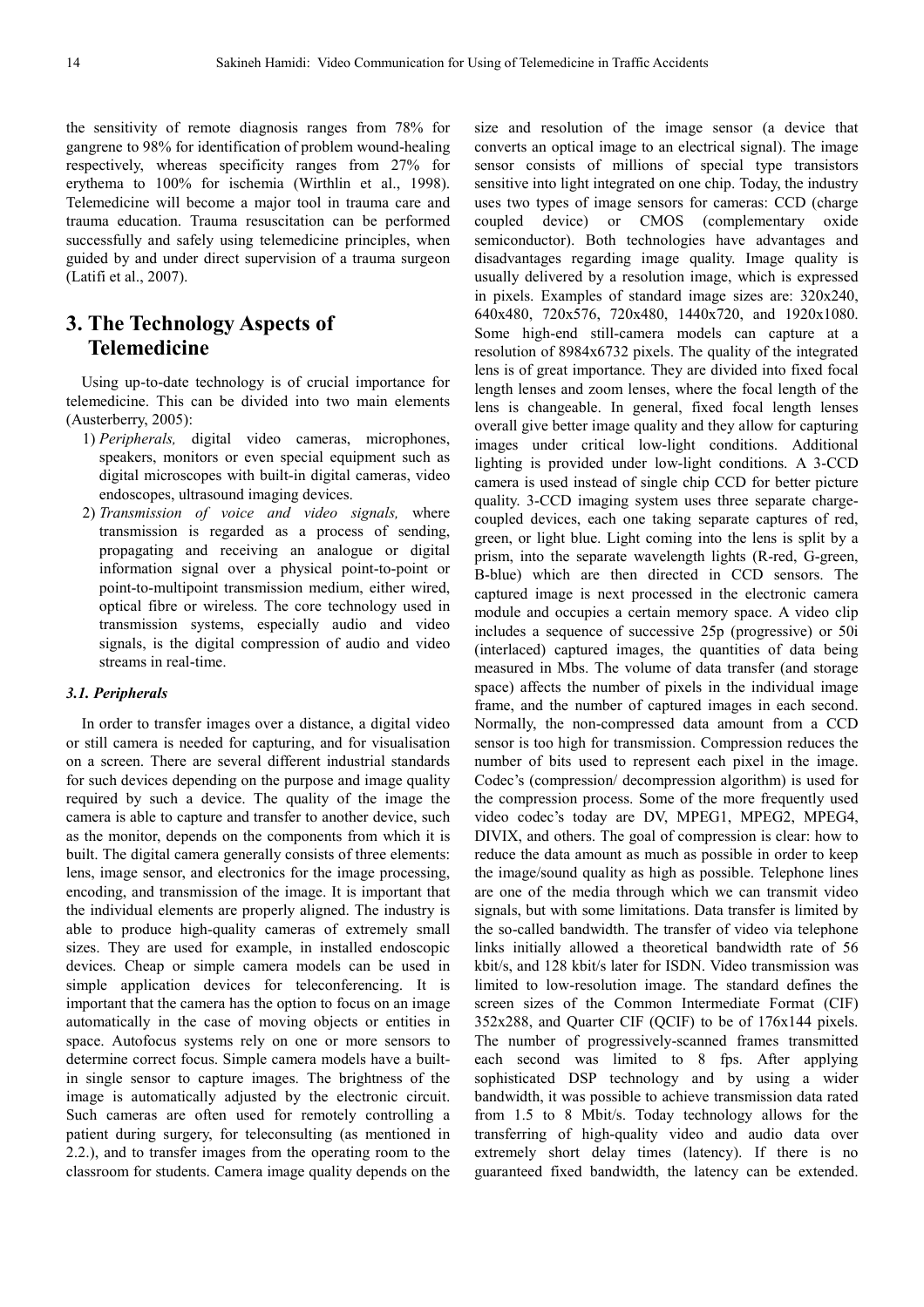the sensitivity of remote diagnosis ranges from 78% for gangrene to 98% for identification of problem wound-healing respectively, whereas specificity ranges from 27% for erythema to 100% for ischemia (Wirthlin et al., 1998). Telemedicine will become a major tool in trauma care and trauma education. Trauma resuscitation can be performed successfully and safely using telemedicine principles, when guided by and under direct supervision of a trauma surgeon (Latifi et al., 2007).

## 3. The Technology Aspects of Telemedicine

Using up-to-date technology is of crucial importance for telemedicine. This can be divided into two main elements (Austerberry, 2005):

1) *Peripherals,* digital video cameras, microphones, speakers, monitors or even special equipment such as digital microscopes with built-in digital cameras, video endoscopes, ultrasound imaging devices.
2) *Transmission of voice and video signals,* where transmission is regarded as a process of sending, propagating and receiving an analogue or digital information signal over a physical point-to-point or point-to-multipoint transmission medium, either wired, optical fibre or wireless. The core technology used in transmission systems, especially audio and video signals, is the digital compression of audio and video streams in real-time.

### 3.1. Peripherals

In order to transfer images over a distance, a digital video or still camera is needed for capturing, and for visualisation on a screen. There are several different industrial standards for such devices depending on the purpose and image quality required by such a device. The quality of the image the camera is able to capture and transfer to another device, such as the monitor, depends on the components from which it is built. The digital camera generally consists of three elements: lens, image sensor, and electronics for the image processing, encoding, and transmission of the image. It is important that the individual elements are properly aligned. The industry is able to produce high-quality cameras of extremely small sizes. They are used for example, in installed endoscopic devices. Cheap or simple camera models can be used in simple application devices for teleconferencing. It is important that the camera has the option to focus on an image automatically in the case of moving objects or entities in space. Autofocus systems rely on one or more sensors to determine correct focus. Simple camera models have a built-in single sensor to capture images. The brightness of the image is automatically adjusted by the electronic circuit. Such cameras are often used for remotely controlling a patient during surgery, for teleconsulting (as mentioned in 2.2.), and to transfer images from the operating room to the classroom for students. Camera image quality depends on the size and resolution of the image sensor (a device that converts an optical image to an electrical signal). The image sensor consists of millions of special type transistors sensitive into light integrated on one chip. Today, the industry uses two types of image sensors for cameras: CCD (charge coupled device) or CMOS (complementary oxide semiconductor). Both technologies have advantages and disadvantages regarding image quality. Image quality is usually delivered by a resolution image, which is expressed in pixels. Examples of standard image sizes are: 320x240, 640x480, 720x576, 720x480, 1440x720, and 1920x1080. Some high-end still-camera models can capture at a resolution of 8984x6732 pixels. The quality of the integrated lens is of great importance. They are divided into fixed focal length lenses and zoom lenses, where the focal length of the lens is changeable. In general, fixed focal length lenses overall give better image quality and they allow for capturing images under critical low-light conditions. Additional lighting is provided under low-light conditions. A 3-CCD camera is used instead of single chip CCD for better picture quality. 3-CCD imaging system uses three separate charge-coupled devices, each one taking separate captures of red, green, or light blue. Light coming into the lens is split by a prism, into the separate wavelength lights (R-red, G-green, B-blue) which are then directed in CCD sensors. The captured image is next processed in the electronic camera module and occupies a certain memory space. A video clip includes a sequence of successive 25p (progressive) or 50i (interlaced) captured images, the quantities of data being measured in Mbs. The volume of data transfer (and storage space) affects the number of pixels in the individual image frame, and the number of captured images in each second. Normally, the non-compressed data amount from a CCD sensor is too high for transmission. Compression reduces the number of bits used to represent each pixel in the image. Codec's (compression/ decompression algorithm) is used for the compression process. Some of the more frequently used video codec's today are DV, MPEG1, MPEG2, MPEG4, DIVIX, and others. The goal of compression is clear: how to reduce the data amount as much as possible in order to keep the image/sound quality as high as possible. Telephone lines are one of the media through which we can transmit video signals, but with some limitations. Data transfer is limited by the so-called bandwidth. The transfer of video via telephone links initially allowed a theoretical bandwidth rate of 56 kbit/s, and 128 kbit/s later for ISDN. Video transmission was limited to low-resolution image. The standard defines the screen sizes of the Common Intermediate Format (CIF) 352x288, and Quarter CIF (QCIF) to be of 176x144 pixels. The number of progressively-scanned frames transmitted each second was limited to 8 fps. After applying sophisticated DSP technology and by using a wider bandwidth, it was possible to achieve transmission data rated from 1.5 to 8 Mbit/s. Today technology allows for the transferring of high-quality video and audio data over extremely short delay times (latency). If there is no guaranteed fixed bandwidth, the latency can be extended.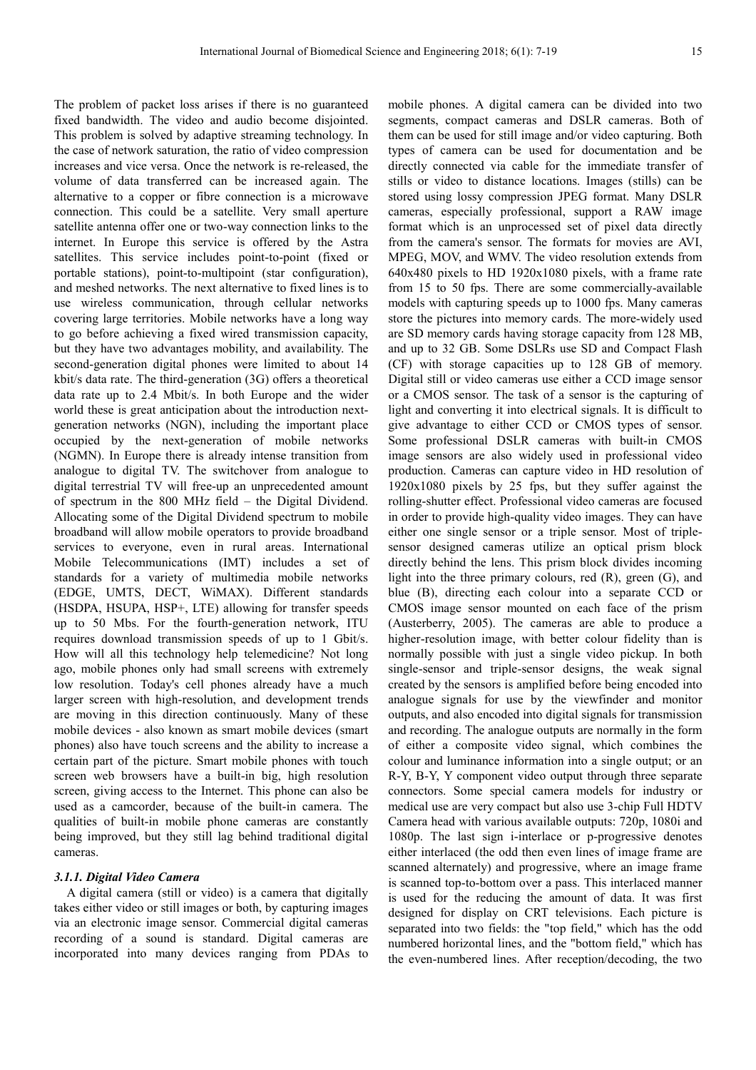The problem of packet loss arises if there is no guaranteed fixed bandwidth. The video and audio become disjointed. This problem is solved by adaptive streaming technology. In the case of network saturation, the ratio of video compression increases and vice versa. Once the network is re-released, the volume of data transferred can be increased again. The alternative to a copper or fibre connection is a microwave connection. This could be a satellite. Very small aperture satellite antenna offer one or two-way connection links to the internet. In Europe this service is offered by the Astra satellites. This service includes point-to-point (fixed or portable stations), point-to-multipoint (star configuration), and meshed networks. The next alternative to fixed lines is to use wireless communication, through cellular networks covering large territories. Mobile networks have a long way to go before achieving a fixed wired transmission capacity, but they have two advantages mobility, and availability. The second-generation digital phones were limited to about 14 kbit/s data rate. The third-generation (3G) offers a theoretical data rate up to 2.4 Mbit/s. In both Europe and the wider world these is great anticipation about the introduction next-generation networks (NGN), including the important place occupied by the next-generation of mobile networks (NGMN). In Europe there is already intense transition from analogue to digital TV. The switchover from analogue to digital terrestrial TV will free-up an unprecedented amount of spectrum in the 800 MHz field – the Digital Dividend. Allocating some of the Digital Dividend spectrum to mobile broadband will allow mobile operators to provide broadband services to everyone, even in rural areas. International Mobile Telecommunications (IMT) includes a set of standards for a variety of multimedia mobile networks (EDGE, UMTS, DECT, WiMAX). Different standards (HSDPA, HSUPA, HSP+, LTE) allowing for transfer speeds up to 50 Mbs. For the fourth-generation network, ITU requires download transmission speeds of up to 1 Gbit/s. How will all this technology help telemedicine? Not long ago, mobile phones only had small screens with extremely low resolution. Today's cell phones already have a much larger screen with high-resolution, and development trends are moving in this direction continuously. Many of these mobile devices - also known as smart mobile devices (smart phones) also have touch screens and the ability to increase a certain part of the picture. Smart mobile phones with touch screen web browsers have a built-in big, high resolution screen, giving access to the Internet. This phone can also be used as a camcorder, because of the built-in camera. The qualities of built-in mobile phone cameras are constantly being improved, but they still lag behind traditional digital cameras.

#### *3.1.1. Digital Video Camera*

A digital camera (still or video) is a camera that digitally takes either video or still images or both, by capturing images via an electronic image sensor. Commercial digital cameras recording of a sound is standard. Digital cameras are incorporated into many devices ranging from PDAs to mobile phones. A digital camera can be divided into two segments, compact cameras and DSLR cameras. Both of them can be used for still image and/or video capturing. Both types of camera can be used for documentation and be directly connected via cable for the immediate transfer of stills or video to distance locations. Images (stills) can be stored using lossy compression JPEG format. Many DSLR cameras, especially professional, support a RAW image format which is an unprocessed set of pixel data directly from the camera's sensor. The formats for movies are AVI, MPEG, MOV, and WMV. The video resolution extends from 640x480 pixels to HD 1920x1080 pixels, with a frame rate from 15 to 50 fps. There are some commercially-available models with capturing speeds up to 1000 fps. Many cameras store the pictures into memory cards. The more-widely used are SD memory cards having storage capacity from 128 MB, and up to 32 GB. Some DSLRs use SD and Compact Flash (CF) with storage capacities up to 128 GB of memory. Digital still or video cameras use either a CCD image sensor or a CMOS sensor. The task of a sensor is the capturing of light and converting it into electrical signals. It is difficult to give advantage to either CCD or CMOS types of sensor. Some professional DSLR cameras with built-in CMOS image sensors are also widely used in professional video production. Cameras can capture video in HD resolution of 1920x1080 pixels by 25 fps, but they suffer against the rolling-shutter effect. Professional video cameras are focused in order to provide high-quality video images. They can have either one single sensor or a triple sensor. Most of triple-sensor designed cameras utilize an optical prism block directly behind the lens. This prism block divides incoming light into the three primary colours, red (R), green (G), and blue (B), directing each colour into a separate CCD or CMOS image sensor mounted on each face of the prism (Austerberry, 2005). The cameras are able to produce a higher-resolution image, with better colour fidelity than is normally possible with just a single video pickup. In both single-sensor and triple-sensor designs, the weak signal created by the sensors is amplified before being encoded into analogue signals for use by the viewfinder and monitor outputs, and also encoded into digital signals for transmission and recording. The analogue outputs are normally in the form of either a composite video signal, which combines the colour and luminance information into a single output; or an R-Y, B-Y, Y component video output through three separate connectors. Some special camera models for industry or medical use are very compact but also use 3-chip Full HDTV Camera head with various available outputs: 720p, 1080i and 1080p. The last sign i-interlace or p-progressive denotes either interlaced (the odd then even lines of image frame are scanned alternately) and progressive, where an image frame is scanned top-to-bottom over a pass. This interlaced manner is used for the reducing the amount of data. It was first designed for display on CRT televisions. Each picture is separated into two fields: the "top field," which has the odd numbered horizontal lines, and the "bottom field," which has the even-numbered lines. After reception/decoding, the two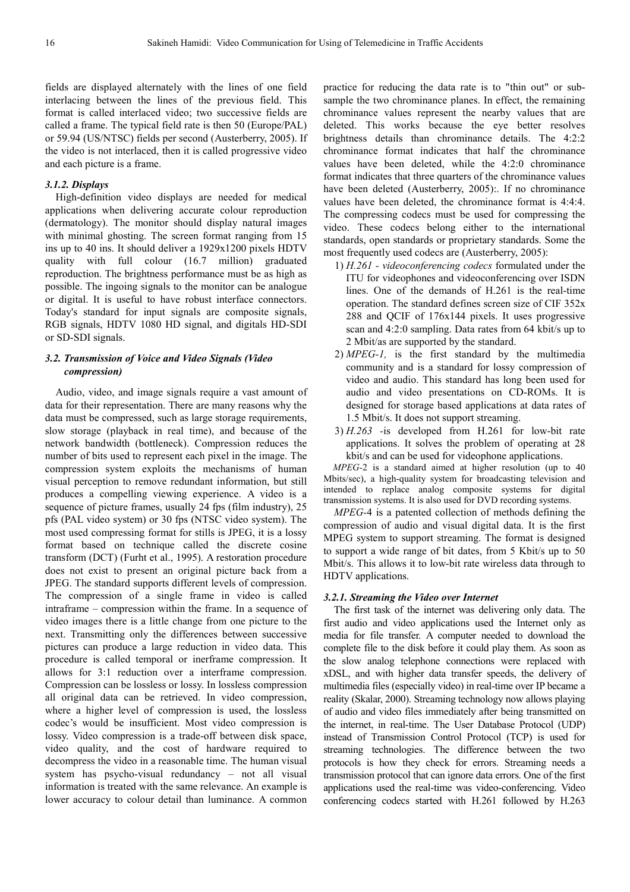fields are displayed alternately with the lines of one field interlacing between the lines of the previous field. This format is called interlaced video; two successive fields are called a frame. The typical field rate is then 50 (Europe/PAL) or 59.94 (US/NTSC) fields per second (Austerberry, 2005). If the video is not interlaced, then it is called progressive video and each picture is a frame.

#### *3.1.2. Displays*

High-definition video displays are needed for medical applications when delivering accurate colour reproduction (dermatology). The monitor should display natural images with minimal ghosting. The screen format ranging from 15 ins up to 40 ins. It should deliver a 1929x1200 pixels HDTV quality with full colour (16.7 million) graduated reproduction. The brightness performance must be as high as possible. The ingoing signals to the monitor can be analogue or digital. It is useful to have robust interface connectors. Today's standard for input signals are composite signals, RGB signals, HDTV 1080 HD signal, and digitals HD-SDI or SD-SDI signals.

### *3.2. Transmission of Voice and Video Signals (Video compression)*

Audio, video, and image signals require a vast amount of data for their representation. There are many reasons why the data must be compressed, such as large storage requirements, slow storage (playback in real time), and because of the network bandwidth (bottleneck). Compression reduces the number of bits used to represent each pixel in the image. The compression system exploits the mechanisms of human visual perception to remove redundant information, but still produces a compelling viewing experience. A video is a sequence of picture frames, usually 24 fps (film industry), 25 pfs (PAL video system) or 30 fps (NTSC video system). The most used compressing format for stills is JPEG, it is a lossy format based on technique called the discrete cosine transform (DCT) (Furht et al., 1995). A restoration procedure does not exist to present an original picture back from a JPEG. The standard supports different levels of compression. The compression of a single frame in video is called intraframe – compression within the frame. In a sequence of video images there is a little change from one picture to the next. Transmitting only the differences between successive pictures can produce a large reduction in video data. This procedure is called temporal or inerframe compression. It allows for 3:1 reduction over a interframe compression. Compression can be lossless or lossy. In lossless compression all original data can be retrieved. In video compression, where a higher level of compression is used, the lossless codec's would be insufficient. Most video compression is lossy. Video compression is a trade-off between disk space, video quality, and the cost of hardware required to decompress the video in a reasonable time. The human visual system has psycho-visual redundancy – not all visual information is treated with the same relevance. An example is lower accuracy to colour detail than luminance. A common practice for reducing the data rate is to "thin out" or sub-sample the two chrominance planes. In effect, the remaining chrominance values represent the nearby values that are deleted. This works because the eye better resolves brightness details than chrominance details. The 4:2:2 chrominance format indicates that half the chrominance values have been deleted, while the 4:2:0 chrominance format indicates that three quarters of the chrominance values have been deleted (Austerberry, 2005):. If no chrominance values have been deleted, the chrominance format is 4:4:4. The compressing codecs must be used for compressing the video. These codecs belong either to the international standards, open standards or proprietary standards. Some the most frequently used codecs are (Austerberry, 2005):

1) *H.261 - videoconferencing codecs* formulated under the ITU for videophones and videoconferencing over ISDN lines. One of the demands of H.261 is the real-time operation. The standard defines screen size of CIF 352x 288 and QCIF of 176x144 pixels. It uses progressive scan and 4:2:0 sampling. Data rates from 64 kbit/s up to 2 Mbit/as are supported by the standard.
2) *MPEG-1,* is the first standard by the multimedia community and is a standard for lossy compression of video and audio. This standard has long been used for audio and video presentations on CD-ROMs. It is designed for storage based applications at data rates of 1.5 Mbit/s. It does not support streaming.
3) *H.263* -is developed from H.261 for low-bit rate applications. It solves the problem of operating at 28 kbit/s and can be used for videophone applications.

*MPEG*-2 is a standard aimed at higher resolution (up to 40 Mbits/sec), a high-quality system for broadcasting television and intended to replace analog composite systems for digital transmission systems. It is also used for DVD recording systems.

*MPEG*-4 is a patented collection of methods defining the compression of audio and visual digital data. It is the first MPEG system to support streaming. The format is designed to support a wide range of bit dates, from 5 Kbit/s up to 50 Mbit/s. This allows it to low-bit rate wireless data through to HDTV applications.

#### *3.2.1. Streaming the Video over Internet*

The first task of the internet was delivering only data. The first audio and video applications used the Internet only as media for file transfer. A computer needed to download the complete file to the disk before it could play them. As soon as the slow analog telephone connections were replaced with xDSL, and with higher data transfer speeds, the delivery of multimedia files (especially video) in real-time over IP became a reality (Skalar, 2000). Streaming technology now allows playing of audio and video files immediately after being transmitted on the internet, in real-time. The User Database Protocol (UDP) instead of Transmission Control Protocol (TCP) is used for streaming technologies. The difference between the two protocols is how they check for errors. Streaming needs a transmission protocol that can ignore data errors. One of the first applications used the real-time was video-conferencing. Video conferencing codecs started with H.261 followed by H.263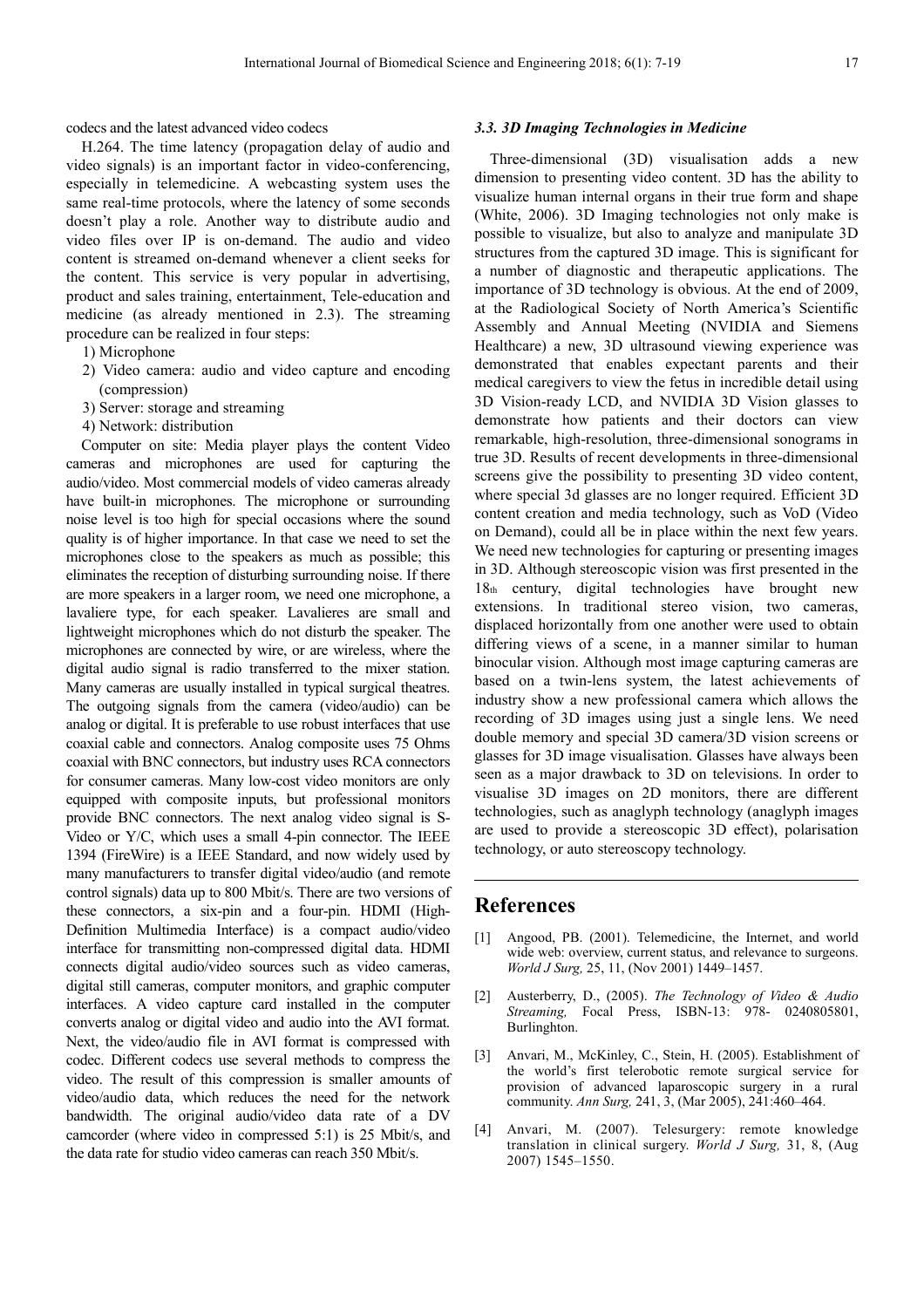codecs and the latest advanced video codecs

H.264. The time latency (propagation delay of audio and video signals) is an important factor in video-conferencing, especially in telemedicine. A webcasting system uses the same real-time protocols, where the latency of some seconds doesn't play a role. Another way to distribute audio and video files over IP is on-demand. The audio and video content is streamed on-demand whenever a client seeks for the content. This service is very popular in advertising, product and sales training, entertainment, Tele-education and medicine (as already mentioned in 2.3). The streaming procedure can be realized in four steps:

1) Microphone
2) Video camera: audio and video capture and encoding (compression)
3) Server: storage and streaming
4) Network: distribution

Computer on site: Media player plays the content Video cameras and microphones are used for capturing the audio/video. Most commercial models of video cameras already have built-in microphones. The microphone or surrounding noise level is too high for special occasions where the sound quality is of higher importance. In that case we need to set the microphones close to the speakers as much as possible; this eliminates the reception of disturbing surrounding noise. If there are more speakers in a larger room, we need one microphone, a lavaliere type, for each speaker. Lavalieres are small and lightweight microphones which do not disturb the speaker. The microphones are connected by wire, or are wireless, where the digital audio signal is radio transferred to the mixer station. Many cameras are usually installed in typical surgical theatres. The outgoing signals from the camera (video/audio) can be analog or digital. It is preferable to use robust interfaces that use coaxial cable and connectors. Analog composite uses 75 Ohms coaxial with BNC connectors, but industry uses RCA connectors for consumer cameras. Many low-cost video monitors are only equipped with composite inputs, but professional monitors provide BNC connectors. The next analog video signal is S-Video or Y/C, which uses a small 4-pin connector. The IEEE 1394 (FireWire) is a IEEE Standard, and now widely used by many manufacturers to transfer digital video/audio (and remote control signals) data up to 800 Mbit/s. There are two versions of these connectors, a six-pin and a four-pin. HDMI (High-Definition Multimedia Interface) is a compact audio/video interface for transmitting non-compressed digital data. HDMI connects digital audio/video sources such as video cameras, digital still cameras, computer monitors, and graphic computer interfaces. A video capture card installed in the computer converts analog or digital video and audio into the AVI format. Next, the video/audio file in AVI format is compressed with codec. Different codecs use several methods to compress the video. The result of this compression is smaller amounts of video/audio data, which reduces the need for the network bandwidth. The original audio/video data rate of a DV camcorder (where video in compressed 5:1) is 25 Mbit/s, and the data rate for studio video cameras can reach 350 Mbit/s.

### *3.3. 3D Imaging Technologies in Medicine*

Three-dimensional (3D) visualisation adds a new dimension to presenting video content. 3D has the ability to visualize human internal organs in their true form and shape (White, 2006). 3D Imaging technologies not only make is possible to visualize, but also to analyze and manipulate 3D structures from the captured 3D image. This is significant for a number of diagnostic and therapeutic applications. The importance of 3D technology is obvious. At the end of 2009, at the Radiological Society of North America's Scientific Assembly and Annual Meeting (NVIDIA and Siemens Healthcare) a new, 3D ultrasound viewing experience was demonstrated that enables expectant parents and their medical caregivers to view the fetus in incredible detail using 3D Vision-ready LCD, and NVIDIA 3D Vision glasses to demonstrate how patients and their doctors can view remarkable, high-resolution, three-dimensional sonograms in true 3D. Results of recent developments in three-dimensional screens give the possibility to presenting 3D video content, where special 3d glasses are no longer required. Efficient 3D content creation and media technology, such as VoD (Video on Demand), could all be in place within the next few years. We need new technologies for capturing or presenting images in 3D. Although stereoscopic vision was first presented in the 18th century, digital technologies have brought new extensions. In traditional stereo vision, two cameras, displaced horizontally from one another were used to obtain differing views of a scene, in a manner similar to human binocular vision. Although most image capturing cameras are based on a twin-lens system, the latest achievements of industry show a new professional camera which allows the recording of 3D images using just a single lens. We need double memory and special 3D camera/3D vision screens or glasses for 3D image visualisation. Glasses have always been seen as a major drawback to 3D on televisions. In order to visualise 3D images on 2D monitors, there are different technologies, such as anaglyph technology (anaglyph images are used to provide a stereoscopic 3D effect), polarisation technology, or auto stereoscopy technology.

## References

[1] Angood, PB. (2001). Telemedicine, the Internet, and world wide web: overview, current status, and relevance to surgeons. *World J Surg,* 25, 11, (Nov 2001) 1449–1457.

[2] Austerberry, D., (2005). *The Technology of Video & Audio Streaming,* Focal Press, ISBN-13: 978- 0240805801, Burlinghton.

[3] Anvari, M., McKinley, C., Stein, H. (2005). Establishment of the world's first telerobotic remote surgical service for provision of advanced laparoscopic surgery in a rural community. *Ann Surg,* 241, 3, (Mar 2005), 241:460–464.

[4] Anvari, M. (2007). Telesurgery: remote knowledge translation in clinical surgery. *World J Surg,* 31, 8, (Aug 2007) 1545–1550.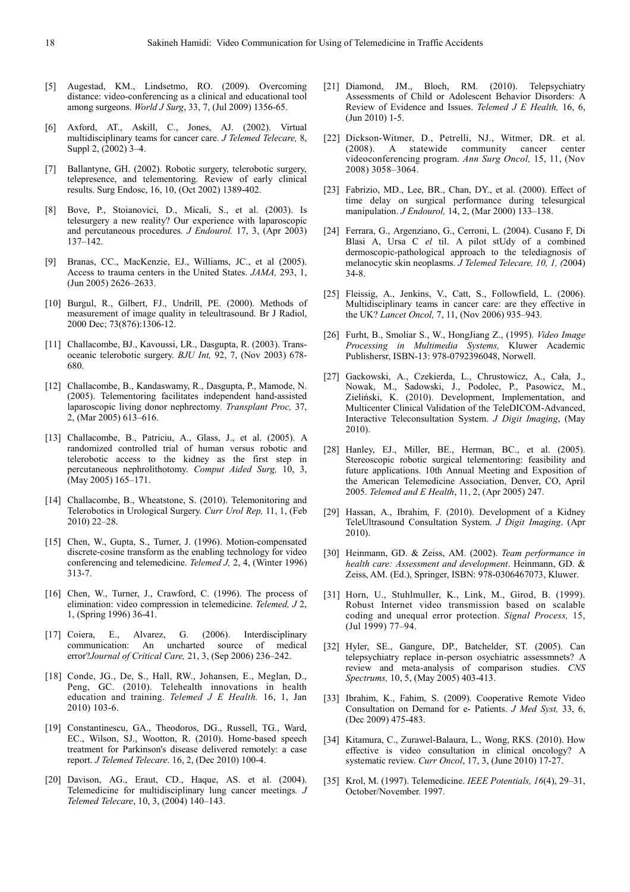[5] Augestad, KM., Lindsetmo, RO. (2009). Overcoming distance: video-conferencing as a clinical and educational tool among surgeons. *World J Surg*, 33, 7, (Jul 2009) 1356-65.

[6] Axford, AT., Askill, C., Jones, AJ. (2002). Virtual multidisciplinary teams for cancer care. *J Telemed Telecare,* 8, Suppl 2, (2002) 3–4.

[7] Ballantyne, GH. (2002). Robotic surgery, telerobotic surgery, telepresence, and telementoring. Review of early clinical results. Surg Endosc, 16, 10, (Oct 2002) 1389-402.

[8] Bove, P., Stoianovici, D., Micali, S., et al. (2003). Is telesurgery a new reality? Our experience with laparoscopic and percutaneous procedures*. J Endourol.* 17, 3, (Apr 2003) 137–142.

[9] Branas, CC., MacKenzie, EJ., Williams, JC., et al (2005). Access to trauma centers in the United States. *JAMA,* 293, 1, (Jun 2005) 2626–2633.

[10] Burgul, R., Gilbert, FJ., Undrill, PE. (2000). Methods of measurement of image quality in teleultrasound. Br J Radiol, 2000 Dec; 73(876):1306-12.

[11] Challacombe, BJ., Kavoussi, LR., Dasgupta, R. (2003). Trans-oceanic telerobotic surgery. *BJU Int,* 92, 7, (Nov 2003) 678-680.

[12] Challacombe, B., Kandaswamy, R., Dasgupta, P., Mamode, N. (2005). Telementoring facilitates independent hand-assisted laparoscopic living donor nephrectomy. *Transplant Proc,* 37, 2, (Mar 2005) 613–616.

[13] Challacombe, B., Patriciu, A., Glass, J., et al. (2005). A randomized controlled trial of human versus robotic and telerobotic access to the kidney as the first step in percutaneous nephrolithotomy. *Comput Aided Surg,* 10, 3, (May 2005) 165–171.

[14] Challacombe, B., Wheatstone, S. (2010). Telemonitoring and Telerobotics in Urological Surgery. *Curr Urol Rep,* 11, 1, (Feb 2010) 22–28.

[15] Chen, W., Gupta, S., Turner, J. (1996). Motion-compensated discrete-cosine transform as the enabling technology for video conferencing and telemedicine. *Telemed J,* 2, 4, (Winter 1996) 313-7.

[16] Chen, W., Turner, J., Crawford, C. (1996). The process of elimination: video compression in telemedicine. *Telemed, J* 2, 1, (Spring 1996) 36-41.

[17] Coiera, E., Alvarez, G. (2006). Interdisciplinary communication: An uncharted source of medical error?*Journal of Critical Care,* 21, 3, (Sep 2006) 236–242.

[18] Conde, JG., De, S., Hall, RW., Johansen, E., Meglan, D., Peng, GC. (2010). Telehealth innovations in health education and training. *Telemed J E Health.* 16, 1, Jan 2010) 103-6.

[19] Constantinescu, GA., Theodoros, DG., Russell, TG., Ward, EC., Wilson, SJ., Wootton, R. (2010). Home-based speech treatment for Parkinson's disease delivered remotely: a case report. *J Telemed Telecare*. 16, 2, (Dec 2010) 100-4.

[20] Davison, AG., Eraut, CD., Haque, AS. et al. (2004). Telemedicine for multidisciplinary lung cancer meetings*. J Telemed Telecare*, 10, 3, (2004) 140–143.

[21] Diamond, JM., Bloch, RM. (2010). Telepsychiatry Assessments of Child or Adolescent Behavior Disorders: A Review of Evidence and Issues. *Telemed J E Health,* 16, 6, (Jun 2010) 1-5.

[22] Dickson-Witmer, D., Petrelli, NJ., Witmer, DR. et al. (2008). A statewide community cancer center videoconferencing program. *Ann Surg Oncol,* 15, 11, (Nov 2008) 3058–3064.

[23] Fabrizio, MD., Lee, BR., Chan, DY., et al. (2000). Effect of time delay on surgical performance during telesurgical manipulation. *J Endourol,* 14, 2, (Mar 2000) 133–138.

[24] Ferrara, G., Argenziano, G., Cerroni, L. (2004). Cusano F, Di Blasi A, Ursa C *el* til. A pilot stUdy of a combined dermoscopic-pathological approach to the telediagnosis of melanocytic skin neoplasms. *J Telemed Telecare, 10, 1, (*2004) 34-8.

[25] Fleissig, A., Jenkins, V., Catt, S., Followfield, L. (2006). Multidisciplinary teams in cancer care: are they effective in the UK? *Lancet Oncol,* 7, 11, (Nov 2006) 935–943.

[26] Furht, B., Smoliar S., W., HongJiang Z., (1995). *Video Image Processing in Multimedia Systems,* Kluwer Academic Publishersr, ISBN-13: 978-0792396048, Norwell.

[27] Gackowski, A., Czekierda, L., Chrustowicz, A., Cała, J., Nowak, M., Sadowski, J., Podolec, P., Pasowicz, M., Zieliński, K. (2010). Development, Implementation, and Multicenter Clinical Validation of the TeleDICOM-Advanced, Interactive Teleconsultation System. *J Digit Imaging*, (May 2010).

[28] Hanley, EJ., Miller, BE., Herman, BC., et al. (2005). Stereoscopic robotic surgical telementoring: feasibility and future applications. 10th Annual Meeting and Exposition of the American Telemedicine Association, Denver, CO, April 2005. *Telemed and E Health*, 11, 2, (Apr 2005) 247.

[29] Hassan, A., Ibrahim, F. (2010). Development of a Kidney TeleUltrasound Consultation System. *J Digit Imaging*. (Apr 2010).

[30] Heinmann, GD. & Zeiss, AM. (2002). *Team performance in health care: Assessment and development*. Heinmann, GD. & Zeiss, AM. (Ed.), Springer, ISBN: 978-0306467073, Kluwer.

[31] Horn, U., Stuhlmuller, K., Link, M., Girod, B. (1999). Robust Internet video transmission based on scalable coding and unequal error protection. *Signal Process,* 15, (Jul 1999) 77–94.

[32] Hyler, SE., Gangure, DP., Batchelder, ST. (2005). Can telepsychiatry replace in-person osychiatric assessmnets? A review and meta-analysis of comparison studies. *CNS Spectrums,* 10, 5, (May 2005) 403-413.

[33] Ibrahim, K., Fahim, S. (2009). Cooperative Remote Video Consultation on Demand for e- Patients. *J Med Syst,* 33, 6, (Dec 2009) 475-483.

[34] Kitamura, C., Zurawel-Balaura, L., Wong, RKS. (2010). How effective is video consultation in clinical oncology? A systematic review. *Curr Oncol*, 17, 3, (June 2010) 17-27.

[35] Krol, M. (1997). Telemedicine. *IEEE Potentials, 16*(4), 29–31, October/November. 1997.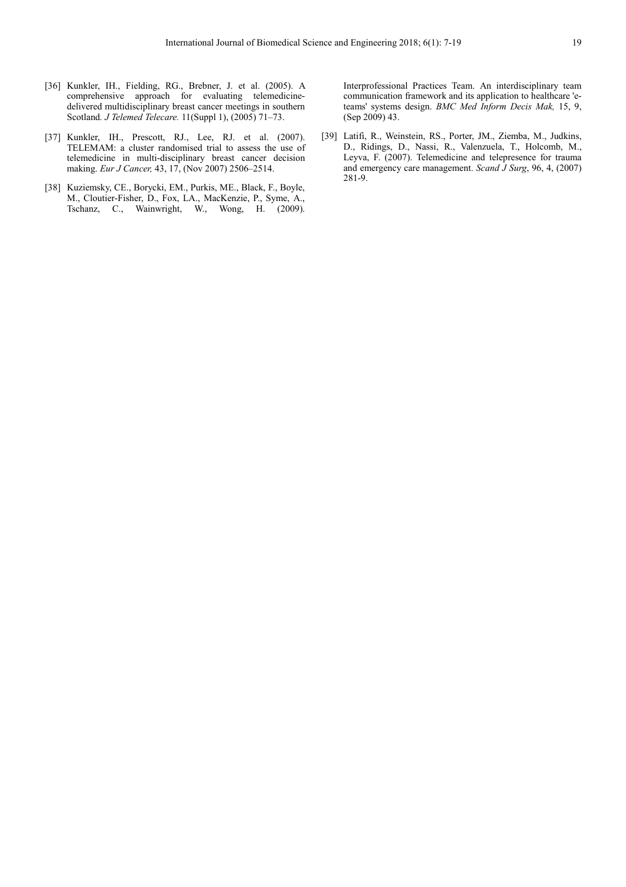[36] Kunkler, IH., Fielding, RG., Brebner, J. et al. (2005). A comprehensive approach for evaluating telemedicine-delivered multidisciplinary breast cancer meetings in southern Scotland. *J Telemed Telecare.* 11(Suppl 1), (2005) 71–73.

[37] Kunkler, IH., Prescott, RJ., Lee, RJ. et al. (2007). TELEMAM: a cluster randomised trial to assess the use of telemedicine in multi-disciplinary breast cancer decision making. *Eur J Cancer,* 43, 17, (Nov 2007) 2506–2514.

[38] Kuziemsky, CE., Borycki, EM., Purkis, ME., Black, F., Boyle, M., Cloutier-Fisher, D., Fox, LA., MacKenzie, P., Syme, A., Tschanz, C., Wainwright, W., Wong, H. (2009). Interprofessional Practices Team. An interdisciplinary team communication framework and its application to healthcare 'e-teams' systems design. *BMC Med Inform Decis Mak,* 15, 9, (Sep 2009) 43.

[39] Latifi, R., Weinstein, RS., Porter, JM., Ziemba, M., Judkins, D., Ridings, D., Nassi, R., Valenzuela, T., Holcomb, M., Leyva, F. (2007). Telemedicine and telepresence for trauma and emergency care management. *Scand J Surg*, 96, 4, (2007) 281-9.